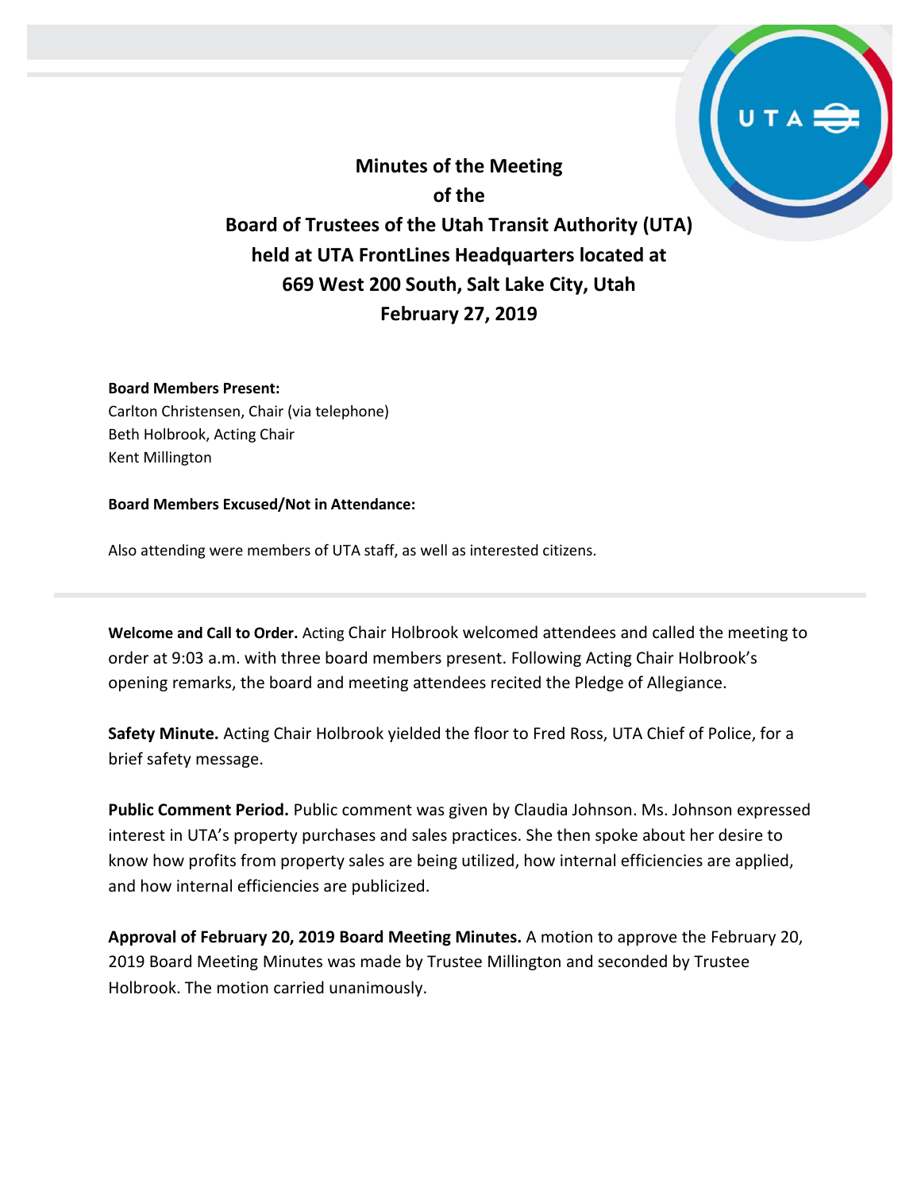# Minutes of the Meeting
# of the
# Board of Trustees of the Utah Transit Authority (UTA)
# held at UTA FrontLines Headquarters located at
# 669 West 200 South, Salt Lake City, Utah
# February 27, 2019

**Board Members Present:**
Carlton Christensen, Chair (via telephone)
Beth Holbrook, Acting Chair
Kent Millington

**Board Members Excused/Not in Attendance:**

Also attending were members of UTA staff, as well as interested citizens.

---

**Welcome and Call to Order.** Acting Chair Holbrook welcomed attendees and called the meeting to order at 9:03 a.m. with three board members present. Following Acting Chair Holbrook's opening remarks, the board and meeting attendees recited the Pledge of Allegiance.

**Safety Minute.** Acting Chair Holbrook yielded the floor to Fred Ross, UTA Chief of Police, for a brief safety message.

**Public Comment Period.** Public comment was given by Claudia Johnson. Ms. Johnson expressed interest in UTA's property purchases and sales practices. She then spoke about her desire to know how profits from property sales are being utilized, how internal efficiencies are applied, and how internal efficiencies are publicized.

**Approval of February 20, 2019 Board Meeting Minutes.** A motion to approve the February 20, 2019 Board Meeting Minutes was made by Trustee Millington and seconded by Trustee Holbrook. The motion carried unanimously.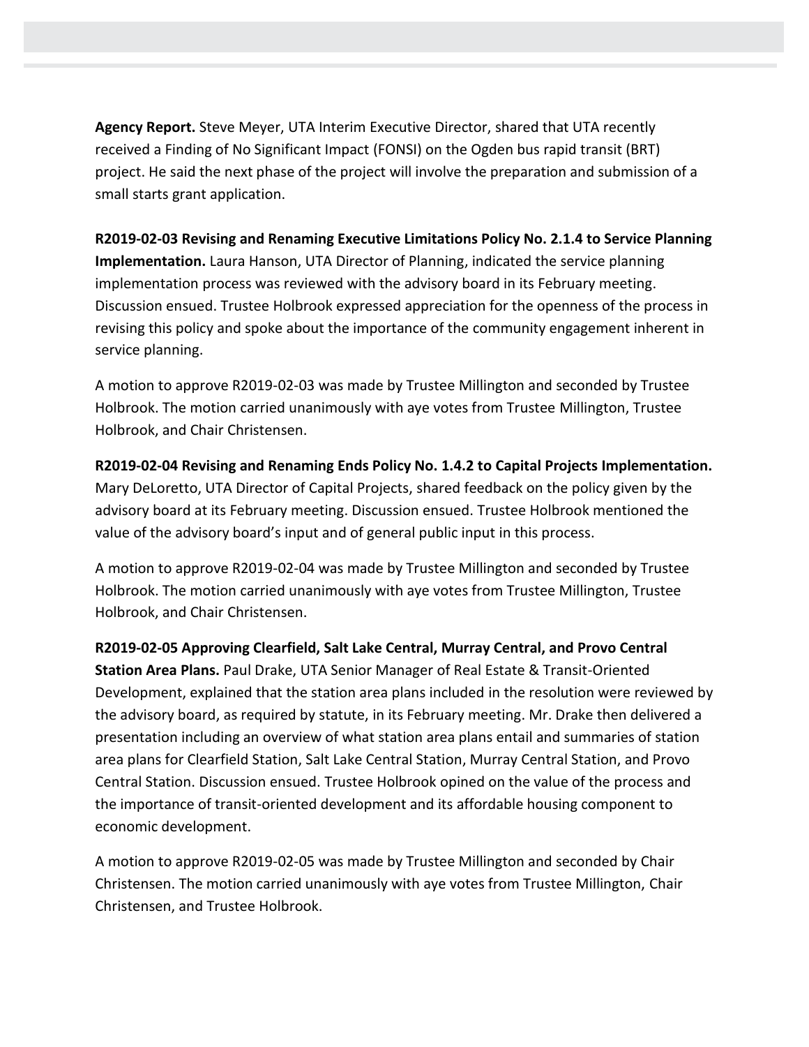**Agency Report.** Steve Meyer, UTA Interim Executive Director, shared that UTA recently received a Finding of No Significant Impact (FONSI) on the Ogden bus rapid transit (BRT) project. He said the next phase of the project will involve the preparation and submission of a small starts grant application.

**R2019-02-03 Revising and Renaming Executive Limitations Policy No. 2.1.4 to Service Planning Implementation.** Laura Hanson, UTA Director of Planning, indicated the service planning implementation process was reviewed with the advisory board in its February meeting. Discussion ensued. Trustee Holbrook expressed appreciation for the openness of the process in revising this policy and spoke about the importance of the community engagement inherent in service planning.

A motion to approve R2019-02-03 was made by Trustee Millington and seconded by Trustee Holbrook. The motion carried unanimously with aye votes from Trustee Millington, Trustee Holbrook, and Chair Christensen.

**R2019-02-04 Revising and Renaming Ends Policy No. 1.4.2 to Capital Projects Implementation.** Mary DeLoretto, UTA Director of Capital Projects, shared feedback on the policy given by the advisory board at its February meeting. Discussion ensued. Trustee Holbrook mentioned the value of the advisory board's input and of general public input in this process.

A motion to approve R2019-02-04 was made by Trustee Millington and seconded by Trustee Holbrook. The motion carried unanimously with aye votes from Trustee Millington, Trustee Holbrook, and Chair Christensen.

**R2019-02-05 Approving Clearfield, Salt Lake Central, Murray Central, and Provo Central Station Area Plans.** Paul Drake, UTA Senior Manager of Real Estate & Transit-Oriented Development, explained that the station area plans included in the resolution were reviewed by the advisory board, as required by statute, in its February meeting. Mr. Drake then delivered a presentation including an overview of what station area plans entail and summaries of station area plans for Clearfield Station, Salt Lake Central Station, Murray Central Station, and Provo Central Station. Discussion ensued. Trustee Holbrook opined on the value of the process and the importance of transit-oriented development and its affordable housing component to economic development.

A motion to approve R2019-02-05 was made by Trustee Millington and seconded by Chair Christensen. The motion carried unanimously with aye votes from Trustee Millington, Chair Christensen, and Trustee Holbrook.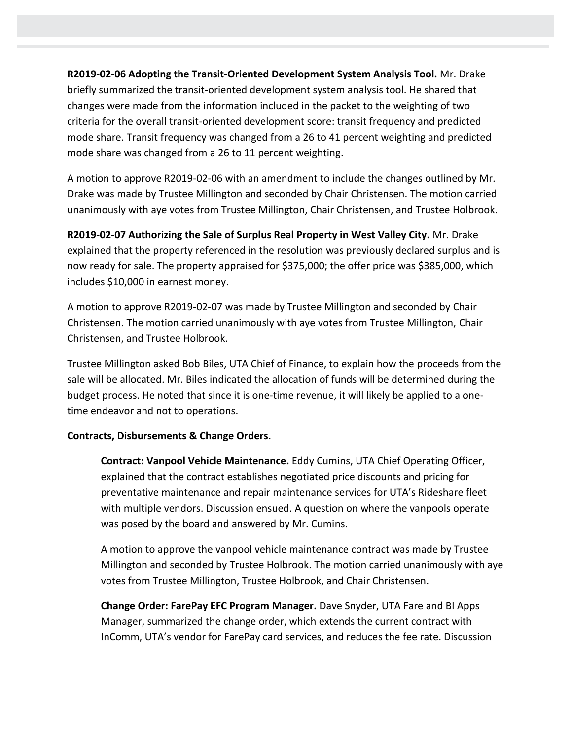**R2019-02-06 Adopting the Transit-Oriented Development System Analysis Tool.** Mr. Drake briefly summarized the transit-oriented development system analysis tool. He shared that changes were made from the information included in the packet to the weighting of two criteria for the overall transit-oriented development score: transit frequency and predicted mode share. Transit frequency was changed from a 26 to 41 percent weighting and predicted mode share was changed from a 26 to 11 percent weighting.

A motion to approve R2019-02-06 with an amendment to include the changes outlined by Mr. Drake was made by Trustee Millington and seconded by Chair Christensen. The motion carried unanimously with aye votes from Trustee Millington, Chair Christensen, and Trustee Holbrook.

**R2019-02-07 Authorizing the Sale of Surplus Real Property in West Valley City.** Mr. Drake explained that the property referenced in the resolution was previously declared surplus and is now ready for sale. The property appraised for $375,000; the offer price was $385,000, which includes $10,000 in earnest money.

A motion to approve R2019-02-07 was made by Trustee Millington and seconded by Chair Christensen. The motion carried unanimously with aye votes from Trustee Millington, Chair Christensen, and Trustee Holbrook.

Trustee Millington asked Bob Biles, UTA Chief of Finance, to explain how the proceeds from the sale will be allocated. Mr. Biles indicated the allocation of funds will be determined during the budget process. He noted that since it is one-time revenue, it will likely be applied to a one-time endeavor and not to operations.

**Contracts, Disbursements & Change Orders**.

**Contract: Vanpool Vehicle Maintenance.** Eddy Cumins, UTA Chief Operating Officer, explained that the contract establishes negotiated price discounts and pricing for preventative maintenance and repair maintenance services for UTA's Rideshare fleet with multiple vendors. Discussion ensued. A question on where the vanpools operate was posed by the board and answered by Mr. Cumins.

A motion to approve the vanpool vehicle maintenance contract was made by Trustee Millington and seconded by Trustee Holbrook. The motion carried unanimously with aye votes from Trustee Millington, Trustee Holbrook, and Chair Christensen.

**Change Order: FarePay EFC Program Manager.** Dave Snyder, UTA Fare and BI Apps Manager, summarized the change order, which extends the current contract with InComm, UTA's vendor for FarePay card services, and reduces the fee rate. Discussion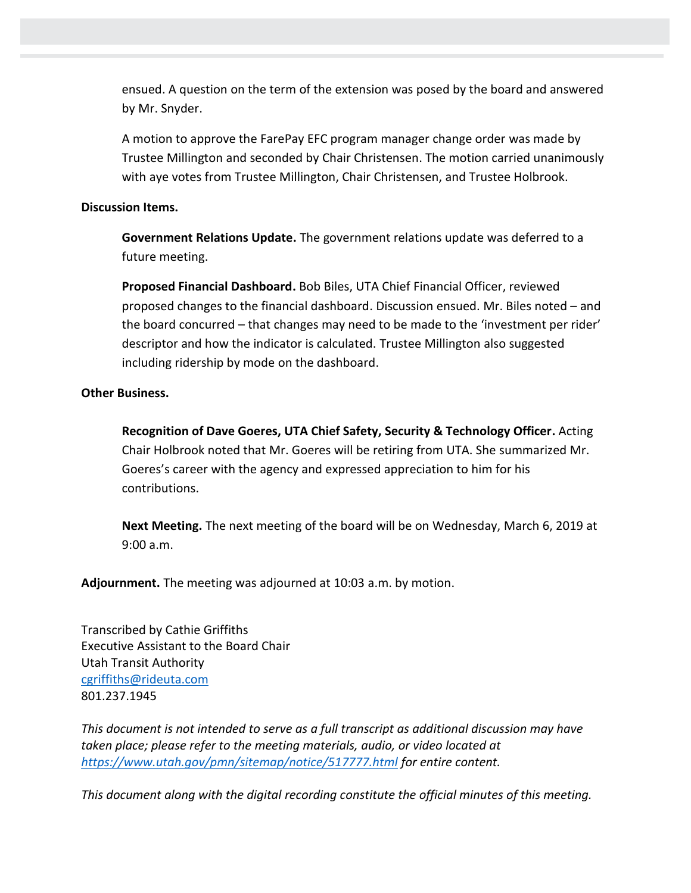ensued. A question on the term of the extension was posed by the board and answered by Mr. Snyder.

A motion to approve the FarePay EFC program manager change order was made by Trustee Millington and seconded by Chair Christensen. The motion carried unanimously with aye votes from Trustee Millington, Chair Christensen, and Trustee Holbrook.

**Discussion Items.**

**Government Relations Update.** The government relations update was deferred to a future meeting.

**Proposed Financial Dashboard.** Bob Biles, UTA Chief Financial Officer, reviewed proposed changes to the financial dashboard. Discussion ensued. Mr. Biles noted – and the board concurred – that changes may need to be made to the 'investment per rider' descriptor and how the indicator is calculated. Trustee Millington also suggested including ridership by mode on the dashboard.

**Other Business.**

**Recognition of Dave Goeres, UTA Chief Safety, Security & Technology Officer.** Acting Chair Holbrook noted that Mr. Goeres will be retiring from UTA. She summarized Mr. Goeres's career with the agency and expressed appreciation to him for his contributions.

**Next Meeting.** The next meeting of the board will be on Wednesday, March 6, 2019 at 9:00 a.m.

**Adjournment.** The meeting was adjourned at 10:03 a.m. by motion.

Transcribed by Cathie Griffiths
Executive Assistant to the Board Chair
Utah Transit Authority
cgriffiths@rideuta.com
801.237.1945

*This document is not intended to serve as a full transcript as additional discussion may have taken place; please refer to the meeting materials, audio, or video located at https://www.utah.gov/pmn/sitemap/notice/517777.html for entire content.*

*This document along with the digital recording constitute the official minutes of this meeting.*